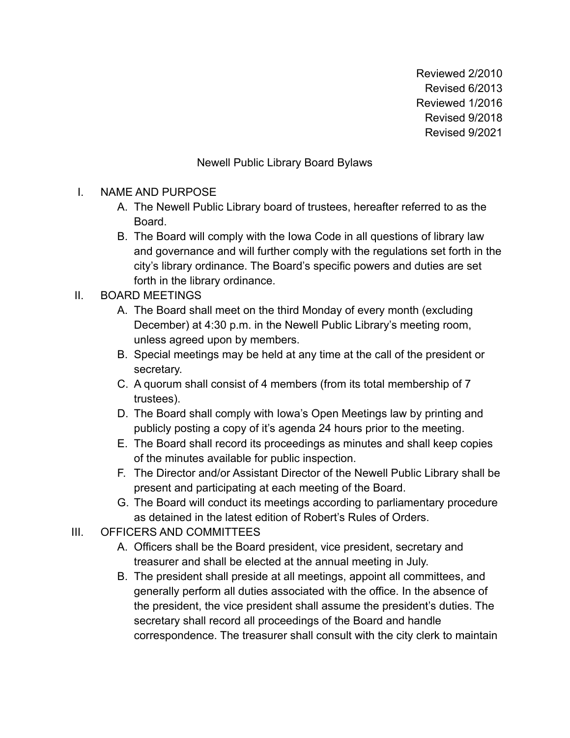Reviewed 2/2010
Revised 6/2013
Reviewed 1/2016
Revised 9/2018
Revised 9/2021

# Newell Public Library Board Bylaws

I. NAME AND PURPOSE
   A. The Newell Public Library board of trustees, hereafter referred to as the Board.
   B. The Board will comply with the Iowa Code in all questions of library law and governance and will further comply with the regulations set forth in the city's library ordinance. The Board's specific powers and duties are set forth in the library ordinance.

II. BOARD MEETINGS
   A. The Board shall meet on the third Monday of every month (excluding December) at 4:30 p.m. in the Newell Public Library's meeting room, unless agreed upon by members.
   B. Special meetings may be held at any time at the call of the president or secretary.
   C. A quorum shall consist of 4 members (from its total membership of 7 trustees).
   D. The Board shall comply with Iowa's Open Meetings law by printing and publicly posting a copy of it's agenda 24 hours prior to the meeting.
   E. The Board shall record its proceedings as minutes and shall keep copies of the minutes available for public inspection.
   F. The Director and/or Assistant Director of the Newell Public Library shall be present and participating at each meeting of the Board.
   G. The Board will conduct its meetings according to parliamentary procedure as detained in the latest edition of Robert's Rules of Orders.

III. OFFICERS AND COMMITTEES
   A. Officers shall be the Board president, vice president, secretary and treasurer and shall be elected at the annual meeting in July.
   B. The president shall preside at all meetings, appoint all committees, and generally perform all duties associated with the office. In the absence of the president, the vice president shall assume the president's duties. The secretary shall record all proceedings of the Board and handle correspondence. The treasurer shall consult with the city clerk to maintain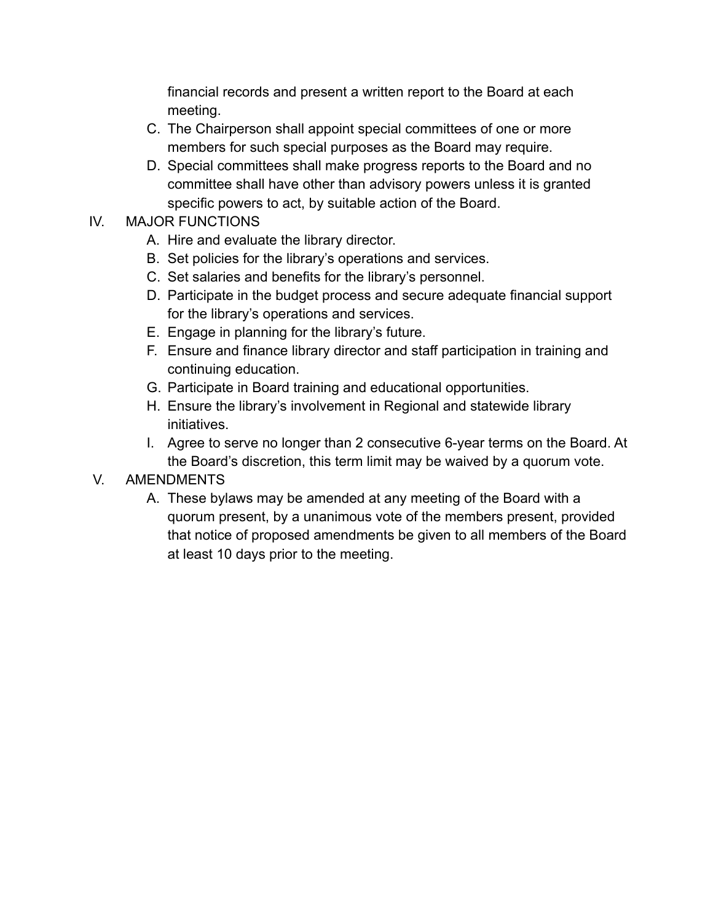financial records and present a written report to the Board at each meeting.

C. The Chairperson shall appoint special committees of one or more members for such special purposes as the Board may require.

D. Special committees shall make progress reports to the Board and no committee shall have other than advisory powers unless it is granted specific powers to act, by suitable action of the Board.

IV. MAJOR FUNCTIONS

A. Hire and evaluate the library director.

B. Set policies for the library's operations and services.

C. Set salaries and benefits for the library's personnel.

D. Participate in the budget process and secure adequate financial support for the library's operations and services.

E. Engage in planning for the library's future.

F. Ensure and finance library director and staff participation in training and continuing education.

G. Participate in Board training and educational opportunities.

H. Ensure the library's involvement in Regional and statewide library initiatives.

I. Agree to serve no longer than 2 consecutive 6-year terms on the Board. At the Board's discretion, this term limit may be waived by a quorum vote.

V. AMENDMENTS

A. These bylaws may be amended at any meeting of the Board with a quorum present, by a unanimous vote of the members present, provided that notice of proposed amendments be given to all members of the Board at least 10 days prior to the meeting.